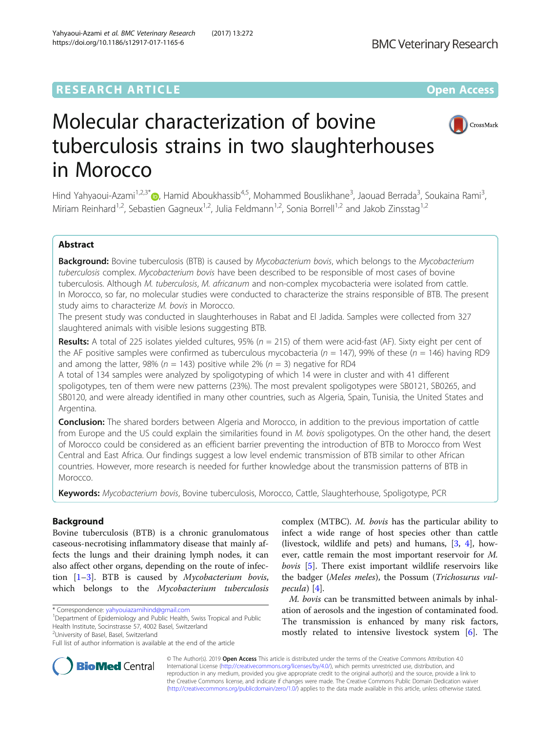# Molecular characterization of bovine tuberculosis strains in two slaughterhouses in Morocco

Hind Yahyaoui-Azami[1,2,3*], Hamid Aboukhassib[4,5], Mohammed Bouslikhane[3], Jaouad Berrada[3], Soukaina Rami[3], Miriam Reinhard[1,2], Sebastien Gagneux[1,2], Julia Feldmann[1,2], Sonia Borrell[1,2] and Jakob Zinsstag[1,2]

## Abstract

**Background:** Bovine tuberculosis (BTB) is caused by *Mycobacterium bovis*, which belongs to the *Mycobacterium tuberculosis* complex. *Mycobacterium bovis* have been described to be responsible of most cases of bovine tuberculosis. Although *M. tuberculosis*, *M. africanum* and non-complex mycobacteria were isolated from cattle. In Morocco, so far, no molecular studies were conducted to characterize the strains responsible of BTB. The present study aims to characterize *M. bovis* in Morocco.

The present study was conducted in slaughterhouses in Rabat and El Jadida. Samples were collected from 327 slaughtered animals with visible lesions suggesting BTB.

**Results:** A total of 225 isolates yielded cultures, 95% (*n* = 215) of them were acid-fast (AF). Sixty eight per cent of the AF positive samples were confirmed as tuberculous mycobacteria (*n* = 147), 99% of these (*n* = 146) having RD9 and among the latter, 98% (*n* = 143) positive while 2% (*n* = 3) negative for RD4

A total of 134 samples were analyzed by spoligotyping of which 14 were in cluster and with 41 different spoligotypes, ten of them were new patterns (23%). The most prevalent spoligotypes were SB0121, SB0265, and SB0120, and were already identified in many other countries, such as Algeria, Spain, Tunisia, the United States and Argentina.

**Conclusion:** The shared borders between Algeria and Morocco, in addition to the previous importation of cattle from Europe and the US could explain the similarities found in *M. bovis* spoligotypes. On the other hand, the desert of Morocco could be considered as an efficient barrier preventing the introduction of BTB to Morocco from West Central and East Africa. Our findings suggest a low level endemic transmission of BTB similar to other African countries. However, more research is needed for further knowledge about the transmission patterns of BTB in Morocco.

**Keywords:** *Mycobacterium bovis*, Bovine tuberculosis, Morocco, Cattle, Slaughterhouse, Spoligotype, PCR

## Background

Bovine tuberculosis (BTB) is a chronic granulomatous caseous-necrotising inflammatory disease that mainly affects the lungs and their draining lymph nodes, it can also affect other organs, depending on the route of infection [1–3]. BTB is caused by *Mycobacterium bovis*, which belongs to the *Mycobacterium tuberculosis* complex (MTBC). *M. bovis* has the particular ability to infect a wide range of host species other than cattle (livestock, wildlife and pets) and humans, [3, 4], however, cattle remain the most important reservoir for *M. bovis* [5]. There exist important wildlife reservoirs like the badger (*Meles meles*), the Possum (*Trichosurus vulpecula*) [4].

*M. bovis* can be transmitted between animals by inhalation of aerosols and the ingestion of contaminated food. The transmission is enhanced by many risk factors, mostly related to intensive livestock system [6]. The

\* Correspondence: yahyouiazamihind@gmail.com

[1]Department of Epidemiology and Public Health, Swiss Tropical and Public Health Institute, Socinstrasse 57, 4002 Basel, Switzerland

[2]University of Basel, Basel, Switzerland

Full list of author information is available at the end of the article

© The Author(s). 2019 **Open Access** This article is distributed under the terms of the Creative Commons Attribution 4.0 International License (http://creativecommons.org/licenses/by/4.0/), which permits unrestricted use, distribution, and reproduction in any medium, provided you give appropriate credit to the original author(s) and the source, provide a link to the Creative Commons license, and indicate if changes were made. The Creative Commons Public Domain Dedication waiver (http://creativecommons.org/publicdomain/zero/1.0/) applies to the data made available in this article, unless otherwise stated.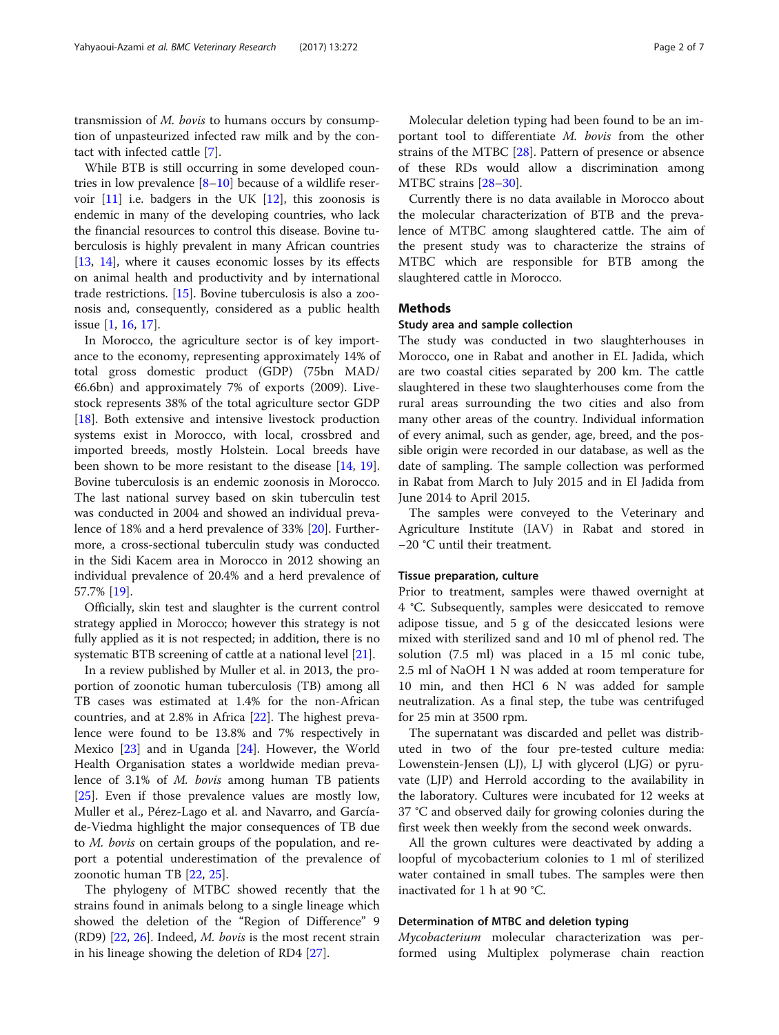transmission of *M. bovis* to humans occurs by consumption of unpasteurized infected raw milk and by the contact with infected cattle [7].

While BTB is still occurring in some developed countries in low prevalence [8–10] because of a wildlife reservoir [11] i.e. badgers in the UK [12], this zoonosis is endemic in many of the developing countries, who lack the financial resources to control this disease. Bovine tuberculosis is highly prevalent in many African countries [13, 14], where it causes economic losses by its effects on animal health and productivity and by international trade restrictions. [15]. Bovine tuberculosis is also a zoonosis and, consequently, considered as a public health issue [1, 16, 17].

In Morocco, the agriculture sector is of key importance to the economy, representing approximately 14% of total gross domestic product (GDP) (75bn MAD/ €6.6bn) and approximately 7% of exports (2009). Livestock represents 38% of the total agriculture sector GDP [18]. Both extensive and intensive livestock production systems exist in Morocco, with local, crossbred and imported breeds, mostly Holstein. Local breeds have been shown to be more resistant to the disease [14, 19]. Bovine tuberculosis is an endemic zoonosis in Morocco. The last national survey based on skin tuberculin test was conducted in 2004 and showed an individual prevalence of 18% and a herd prevalence of 33% [20]. Furthermore, a cross-sectional tuberculin study was conducted in the Sidi Kacem area in Morocco in 2012 showing an individual prevalence of 20.4% and a herd prevalence of 57.7% [19].

Officially, skin test and slaughter is the current control strategy applied in Morocco; however this strategy is not fully applied as it is not respected; in addition, there is no systematic BTB screening of cattle at a national level [21].

In a review published by Muller et al. in 2013, the proportion of zoonotic human tuberculosis (TB) among all TB cases was estimated at 1.4% for the non-African countries, and at 2.8% in Africa [22]. The highest prevalence were found to be 13.8% and 7% respectively in Mexico [23] and in Uganda [24]. However, the World Health Organisation states a worldwide median prevalence of 3.1% of *M. bovis* among human TB patients [25]. Even if those prevalence values are mostly low, Muller et al., Pérez-Lago et al. and Navarro, and García-de-Viedma highlight the major consequences of TB due to *M. bovis* on certain groups of the population, and report a potential underestimation of the prevalence of zoonotic human TB [22, 25].

The phylogeny of MTBC showed recently that the strains found in animals belong to a single lineage which showed the deletion of the "Region of Difference" 9 (RD9) [22, 26]. Indeed, *M. bovis* is the most recent strain in his lineage showing the deletion of RD4 [27].

Molecular deletion typing had been found to be an important tool to differentiate *M. bovis* from the other strains of the MTBC [28]. Pattern of presence or absence of these RDs would allow a discrimination among MTBC strains [28–30].

Currently there is no data available in Morocco about the molecular characterization of BTB and the prevalence of MTBC among slaughtered cattle. The aim of the present study was to characterize the strains of MTBC which are responsible for BTB among the slaughtered cattle in Morocco.

## Methods

### Study area and sample collection

The study was conducted in two slaughterhouses in Morocco, one in Rabat and another in EL Jadida, which are two coastal cities separated by 200 km. The cattle slaughtered in these two slaughterhouses come from the rural areas surrounding the two cities and also from many other areas of the country. Individual information of every animal, such as gender, age, breed, and the possible origin were recorded in our database, as well as the date of sampling. The sample collection was performed in Rabat from March to July 2015 and in El Jadida from June 2014 to April 2015.

The samples were conveyed to the Veterinary and Agriculture Institute (IAV) in Rabat and stored in −20 °C until their treatment.

### Tissue preparation, culture

Prior to treatment, samples were thawed overnight at 4 °C. Subsequently, samples were desiccated to remove adipose tissue, and 5 g of the desiccated lesions were mixed with sterilized sand and 10 ml of phenol red. The solution (7.5 ml) was placed in a 15 ml conic tube, 2.5 ml of NaOH 1 N was added at room temperature for 10 min, and then HCl 6 N was added for sample neutralization. As a final step, the tube was centrifuged for 25 min at 3500 rpm.

The supernatant was discarded and pellet was distributed in two of the four pre-tested culture media: Lowenstein-Jensen (LJ), LJ with glycerol (LJG) or pyruvate (LJP) and Herrold according to the availability in the laboratory. Cultures were incubated for 12 weeks at 37 °C and observed daily for growing colonies during the first week then weekly from the second week onwards.

All the grown cultures were deactivated by adding a loopful of mycobacterium colonies to 1 ml of sterilized water contained in small tubes. The samples were then inactivated for 1 h at 90 °C.

### Determination of MTBC and deletion typing

*Mycobacterium* molecular characterization was performed using Multiplex polymerase chain reaction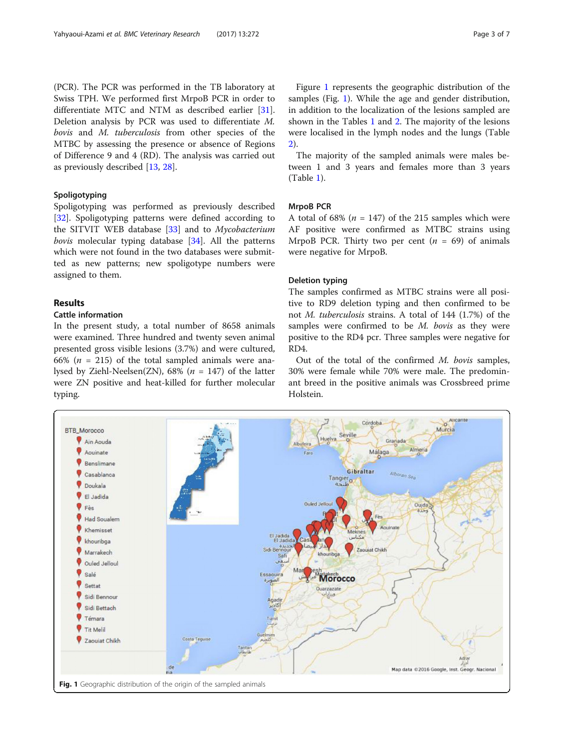(PCR). The PCR was performed in the TB laboratory at Swiss TPH. We performed first MrpoB PCR in order to differentiate MTC and NTM as described earlier [31]. Deletion analysis by PCR was used to differentiate *M. bovis* and *M. tuberculosis* from other species of the MTBC by assessing the presence or absence of Regions of Difference 9 and 4 (RD). The analysis was carried out as previously described [13, 28].

### Spoligotyping

Spoligotyping was performed as previously described [32]. Spoligotyping patterns were defined according to the SITVIT WEB database [33] and to *Mycobacterium bovis* molecular typing database [34]. All the patterns which were not found in the two databases were submitted as new patterns; new spoligotype numbers were assigned to them.

## Results

### Cattle information

In the present study, a total number of 8658 animals were examined. Three hundred and twenty seven animal presented gross visible lesions (3.7%) and were cultured, 66% ($n$ = 215) of the total sampled animals were analysed by Ziehl-Neelsen(ZN), 68% ($n$ = 147) of the latter were ZN positive and heat-killed for further molecular typing.

Figure 1 represents the geographic distribution of the samples (Fig. 1). While the age and gender distribution, in addition to the localization of the lesions sampled are shown in the Tables 1 and 2. The majority of the lesions were localised in the lymph nodes and the lungs (Table 2).

The majority of the sampled animals were males between 1 and 3 years and females more than 3 years (Table 1).

### MrpoB PCR

A total of 68% ($n$ = 147) of the 215 samples which were AF positive were confirmed as MTBC strains using MrpoB PCR. Thirty two per cent ($n$ = 69) of animals were negative for MrpoB.

### Deletion typing

The samples confirmed as MTBC strains were all positive to RD9 deletion typing and then confirmed to be not *M. tuberculosis* strains. A total of 144 (1.7%) of the samples were confirmed to be *M. bovis* as they were positive to the RD4 pcr. Three samples were negative for RD4.

Out of the total of the confirmed *M. bovis* samples, 30% were female while 70% were male. The predominant breed in the positive animals was Crossbreed prime Holstein.

BTB_Morocco
Ain Aouda
Aouinate
Benslimane
Casablanca
Doukala
El Jadida
Fès
Had Soualem
Khemisset
khouribga
Marrakech
Ouled Jelloul
Salé
Settat
Sidi Bennour
Sidi Bettach
Témara
Tit Melil
Zaouiat Chikh

Map data ©2016 Google, Inst. Geogr. Nacional

**Fig. 1** Geographic distribution of the origin of the sampled animals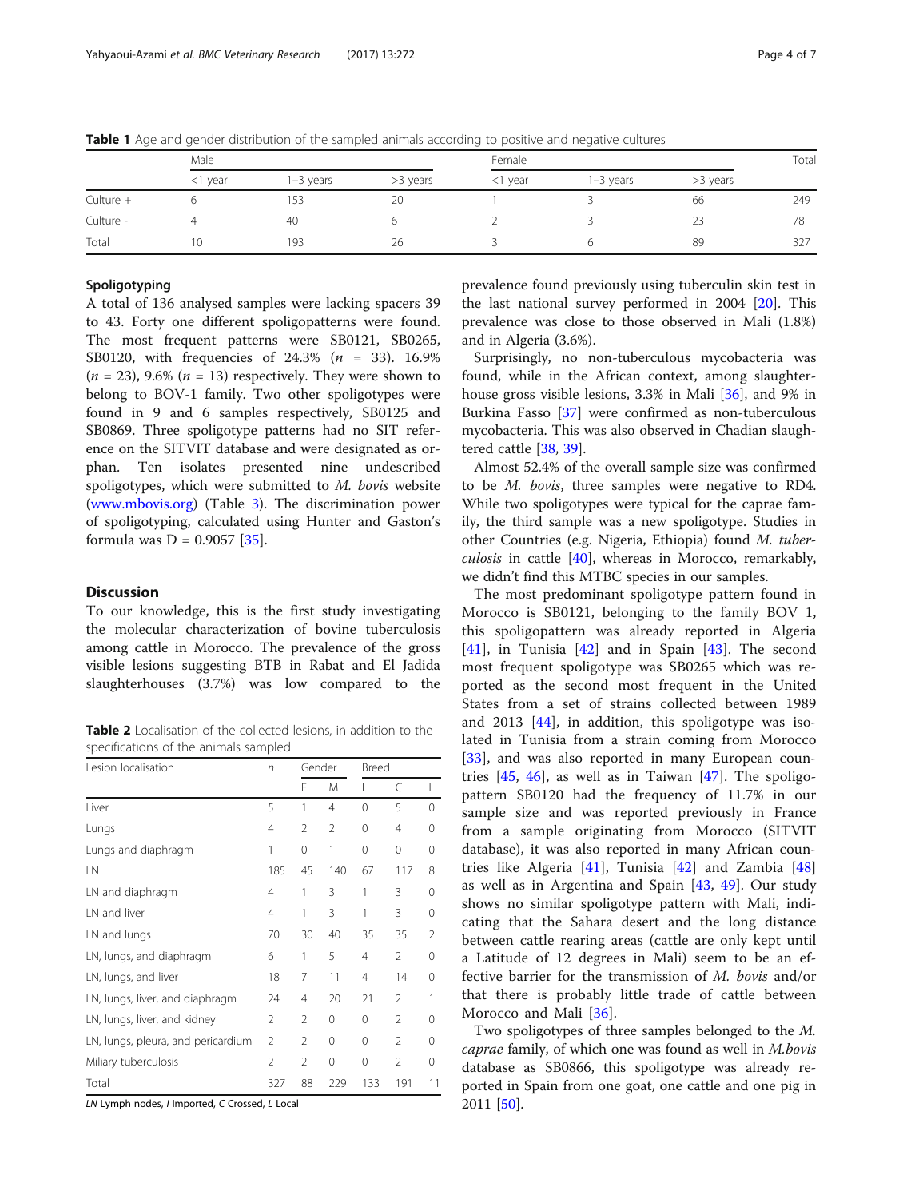**Table 1** Age and gender distribution of the sampled animals according to positive and negative cultures

| | Male | | | Female | | | Total |
|---|---|---|---|---|---|---|---|
| | <1 year | 1–3 years | >3 years | <1 year | 1–3 years | >3 years | |
| Culture + | 6 | 153 | 20 | 1 | 3 | 66 | 249 |
| Culture - | 4 | 40 | 6 | 2 | 3 | 23 | 78 |
| Total | 10 | 193 | 26 | 3 | 6 | 89 | 327 |

### Spoligotyping

A total of 136 analysed samples were lacking spacers 39 to 43. Forty one different spoligopatterns were found. The most frequent patterns were SB0121, SB0265, SB0120, with frequencies of 24.3% ($n$ = 33). 16.9% ($n$ = 23), 9.6% ($n$ = 13) respectively. They were shown to belong to BOV-1 family. Two other spoligotypes were found in 9 and 6 samples respectively, SB0125 and SB0869. Three spoligotype patterns had no SIT reference on the SITVIT database and were designated as orphan. Ten isolates presented nine undescribed spoligotypes, which were submitted to *M. bovis* website (www.mbovis.org) (Table 3). The discrimination power of spoligotyping, calculated using Hunter and Gaston's formula was D = 0.9057 [35].

## Discussion

To our knowledge, this is the first study investigating the molecular characterization of bovine tuberculosis among cattle in Morocco. The prevalence of the gross visible lesions suggesting BTB in Rabat and El Jadida slaughterhouses (3.7%) was low compared to the prevalence found previously using tuberculin skin test in the last national survey performed in 2004 [20]. This prevalence was close to those observed in Mali (1.8%) and in Algeria (3.6%).

Surprisingly, no non-tuberculous mycobacteria was found, while in the African context, among slaughterhouse gross visible lesions, 3.3% in Mali [36], and 9% in Burkina Fasso [37] were confirmed as non-tuberculous mycobacteria. This was also observed in Chadian slaughtered cattle [38, 39].

Almost 52.4% of the overall sample size was confirmed to be *M. bovis*, three samples were negative to RD4. While two spoligotypes were typical for the caprae family, the third sample was a new spoligotype. Studies in other Countries (e.g. Nigeria, Ethiopia) found *M. tuberculosis* in cattle [40], whereas in Morocco, remarkably, we didn't find this MTBC species in our samples.

The most predominant spoligotype pattern found in Morocco is SB0121, belonging to the family BOV 1, this spoligopattern was already reported in Algeria [41], in Tunisia [42] and in Spain [43]. The second most frequent spoligotype was SB0265 which was reported as the second most frequent in the United States from a set of strains collected between 1989 and 2013 [44], in addition, this spoligotype was isolated in Tunisia from a strain coming from Morocco [33], and was also reported in many European countries [45, 46], as well as in Taiwan [47]. The spoligopattern SB0120 had the frequency of 11.7% in our sample size and was reported previously in France from a sample originating from Morocco (SITVIT database), it was also reported in many African countries like Algeria [41], Tunisia [42] and Zambia [48] as well as in Argentina and Spain [43, 49]. Our study shows no similar spoligotype pattern with Mali, indicating that the Sahara desert and the long distance between cattle rearing areas (cattle are only kept until a Latitude of 12 degrees in Mali) seem to be an effective barrier for the transmission of *M. bovis* and/or that there is probably little trade of cattle between Morocco and Mali [36].

Two spoligotypes of three samples belonged to the *M. caprae* family, of which one was found as well in *M.bovis* database as SB0866, this spoligotype was already reported in Spain from one goat, one cattle and one pig in 2011 [50].

**Table 2** Localisation of the collected lesions, in addition to the specifications of the animals sampled

| Lesion localisation | $n$ | Gender | | Breed | | |
|---|---|---|---|---|---|---|
| | | F | M | I | C | L |
| Liver | 5 | 1 | 4 | 0 | 5 | 0 |
| Lungs | 4 | 2 | 2 | 0 | 4 | 0 |
| Lungs and diaphragm | 1 | 0 | 1 | 0 | 0 | 0 |
| LN | 185 | 45 | 140 | 67 | 117 | 8 |
| LN and diaphragm | 4 | 1 | 3 | 1 | 3 | 0 |
| LN and liver | 4 | 1 | 3 | 1 | 3 | 0 |
| LN and lungs | 70 | 30 | 40 | 35 | 35 | 2 |
| LN, lungs, and diaphragm | 6 | 1 | 5 | 4 | 2 | 0 |
| LN, lungs, and liver | 18 | 7 | 11 | 4 | 14 | 0 |
| LN, lungs, liver, and diaphragm | 24 | 4 | 20 | 21 | 2 | 1 |
| LN, lungs, liver, and kidney | 2 | 2 | 0 | 0 | 2 | 0 |
| LN, lungs, pleura, and pericardium | 2 | 2 | 0 | 0 | 2 | 0 |
| Miliary tuberculosis | 2 | 2 | 0 | 0 | 2 | 0 |
| Total | 327 | 88 | 229 | 133 | 191 | 11 |

*LN* Lymph nodes, *I* Imported, *C* Crossed, *L* Local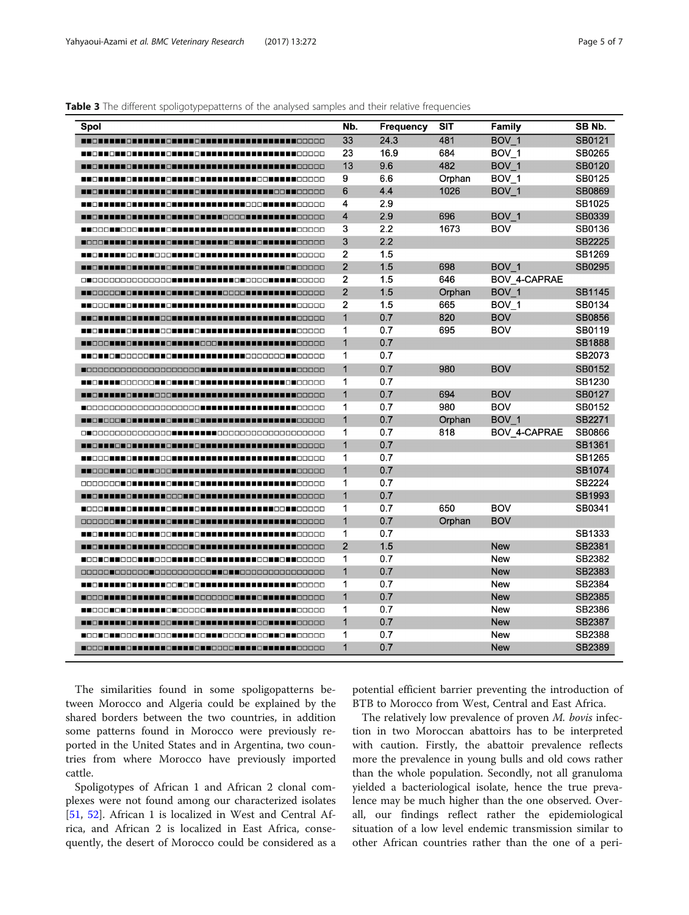**Table 3** The different spoligotypepatterns of the analysed samples and their relative frequencies

| Spol | Nb. | Frequency | SIT | Family | SB Nb. |
|---|---|---|---|---|---|
| ■■□■■■■■□■■■■■■□■■■■□■■■■■■■■■■■■■■■■■■□□□□□ | 33 | 24.3 | 481 | BOV_1 | SB0121 |
| ■■□■■□■■□■■■■■■□■■■■□■■■■■■■■■■■■■■■■■■□□□□□ | 23 | 16.9 | 684 | BOV_1 | SB0265 |
| ■■□■■■■■□■■■■■■□■■■■■■■■■■■■■■■■■■■■■■■□□□□□ | 13 | 9.6 | 482 | BOV_1 | SB0120 |
| ■■□■■■■■□■■■■■■□■■■■□■■■■■■■■■■□□■■■■■□□□□□ | 9 | 6.6 | Orphan | BOV_1 | SB0125 |
| ■■□■■■■■□■■■■■■□■■■■□■■■■■■■■■■■■□□■■■□□□□□ | 6 | 4.4 | 1026 | BOV_1 | SB0869 |
| ■■□■■■■■□■■■■■■□■■■■□■■■■■■■■■□□□■■■■■□□□□□ | 4 | 2.9 | | | SB1025 |
| ■■□■■■■■□■■■■■■□■■■■□■■■■□□□□■■■■■■■■■□□□□□ | 4 | 2.9 | 696 | BOV_1 | SB0339 |
| ■■□□□■■■□□□■■■■□■■■■■■■■■■■■■■■■■■■■■■□□□□□ | 3 | 2.2 | 1673 | BOV | SB0136 |
| ■□□□■■■■□■■■■■■□■■■■□■■■■■□■■■■■■■■■■■□□□□□ | 3 | 2.2 | | | SB2225 |
| ■■□■■■■■□□■■■□□□■■■■□■■■■■■■■■■■■■■■■■■□□□□□ | 2 | 1.5 | | | SB1269 |
| ■■□■■■■■□■■■■■■□■■■■□■■■■■■■■■■■■■■■□■□□□□□ | 2 | 1.5 | 698 | BOV_1 | SB0295 |
| □■□□□□□□□□□□□□□□■■■■■■■■■■■□■□□□□■■■■■□□□□□ | 2 | 1.5 | 646 | BOV_4-CAPRAE | |
| ■■□□□□□■□■■■■■■□■■■■□■■■■□□□□■■■■■■■■■□□□□□ | 2 | 1.5 | Orphan | BOV_1 | SB1145 |
| ■■□□□■■■□■■■■■■□■■■■■■■■■■■■■■■■■■■■■■□□□□□ | 2 | 1.5 | 665 | BOV_1 | SB0134 |
| ■■□■■■■■□■■■■■□□■■■■■■■■■■■■■■■■■■■■■■□□□□□ | 1 | 0.7 | 820 | BOV | SB0856 |
| ■■□■■■■■□■■■■■□□■■■■□■■■■■■■■■■■■■■■■■■□□□□□ | 1 | 0.7 | 695 | BOV | SB0119 |
| ■■□□□■■■□■■■■■■□■■■■□□□■■■■■■■■■■■■■■■□□□□□ | 1 | 0.7 | | | SB1888 |
| ■■□■■□■□□□□□■■■□■■■■■■■■■■■■■■□□□□□□■■□□□□□ | 1 | 0.7 | | | SB2073 |
| ■□□□□□□□□□□□□□□□□□□□□■■■■■■■■■■■■■■■■■□□□□□ | 1 | 0.7 | 980 | BOV | SB0152 |
| ■■□■■■■□□□□□□■■□■■■■□■■■■■■■■■■■■■■■□■□□□□□ | 1 | 0.7 | | | SB1230 |
| ■■□■■■■■□■■■■□□□■■■■■■■■■■■■■■■■■■■■■■□□□□□ | 1 | 0.7 | 694 | BOV | SB0127 |
| ■□□□□□□□□□□□□□□□□□□□□■■■■■■■■■■■■■■■■■□□□□□ | 1 | 0.7 | 980 | BOV | SB0152 |
| ■■□■□□□■□■■■■■■□■■■■□■■■■■■■■■■■■■■■■■■□□□□□ | 1 | 0.7 | Orphan | BOV_1 | SB2271 |
| □■□□□□□□□□□□□□□□■■■■■■■■□□□□□□□□□□□□□□□□□□□ | 1 | 0.7 | 818 | BOV_4-CAPRAE | SB0866 |
| ■■□■■■□■□■■■■■■□■■■■□■■■■■■■■■■■■■■■■■■□□□□□ | 1 | 0.7 | | | SB1361 |
| ■■□□□■■■□■■■■■□□■■■■■■■■■■■■■■■■■■■■■■□□□□□ | 1 | 0.7 | | | SB1265 |
| ■■□□□■■■□□■■■□□□■■■■■■■■■■■■■■■■■■■■■■□□□□□ | 1 | 0.7 | | | SB1074 |
| □□□□□□□■□■■■■■■□■■■■□■■■■■■■■■■■■■■■■■■□□□□□ | 1 | 0.7 | | | SB2224 |
| ■■□■■■■■□■■■■■□□□■■□■■■■■■■■■■■■■■■■■■■□□□□□ | 1 | 0.7 | | | SB1993 |
| ■□□□■■■■□■■■■■■□■■■■□■■■■■■■■■■■■■□□■■□□□□□ | 1 | 0.7 | 650 | BOV | SB0341 |
| □□□□□□■■□■■■■■■□■■■■□■■■■■■■■■■■■■■■■■■□□□□□ | 1 | 0.7 | Orphan | BOV | |
| ■■□■■■■■□□■■■■□□■■■■□■■■■■■■■■■■■■■■■■■□□□□□ | 1 | 0.7 | | | SB1333 |
| ■■□■■■■■□■■■■■■□□□□■■■■■■■■■■■■■■■■■■■□□□□□ | 2 | 1.5 | | New | SB2381 |
| ■□□■□■■■□□□■■■□□□■■■■□□■■■■■■■■■□□■□■■□□□□□ | 1 | 0.7 | | New | SB2382 |
| □□□□□■□□□□□□□■□□□□□□□□□□■□■■□□□□□□□□□□□□□□□ | 1 | 0.7 | | New | SB2383 |
| ■■□■■■■■□■■■■■■□□■□□■■■■■■■■■■■■■■■■■■□□□□□ | 1 | 0.7 | | New | SB2384 |
| ■□□□■■■■□■■■■■■□■■■■□■■□□□□□□■■■■□■■■■□□□□□ | 1 | 0.7 | | New | SB2385 |
| ■■□□□■□■■■■■■■■□■□□□□□■■■■■■■■■■■■■■■■□□□□□ | 1 | 0.7 | | New | SB2386 |
| ■■□■■■■■□■■■■■□□■■■■□■■■■■■■■■■■□□■■■■□□□□□ | 1 | 0.7 | | New | SB2387 |
| ■□□■□■■□□□□■■■□□□■■■■□□■■■□□□□■■■□□■□■□□□□□ | 1 | 0.7 | | New | SB2388 |
| ■□□□■■■■□■■■■■■□■■■■□■■□□□□■■■■□■■■■■■□□□□□ | 1 | 0.7 | | New | SB2389 |

The similarities found in some spoligopatterns between Morocco and Algeria could be explained by the shared borders between the two countries, in addition some patterns found in Morocco were previously reported in the United States and in Argentina, two countries from where Morocco have previously imported cattle.

Spoligotypes of African 1 and African 2 clonal complexes were not found among our characterized isolates [51, 52]. African 1 is localized in West and Central Africa, and African 2 is localized in East Africa, consequently, the desert of Morocco could be considered as a potential efficient barrier preventing the introduction of BTB to Morocco from West, Central and East Africa.

The relatively low prevalence of proven *M. bovis* infection in two Moroccan abattoirs has to be interpreted with caution. Firstly, the abattoir prevalence reflects more the prevalence in young bulls and old cows rather than the whole population. Secondly, not all granuloma yielded a bacteriological isolate, hence the true prevalence may be much higher than the one observed. Overall, our findings reflect rather the epidemiological situation of a low level endemic transmission similar to other African countries rather than the one of a peri-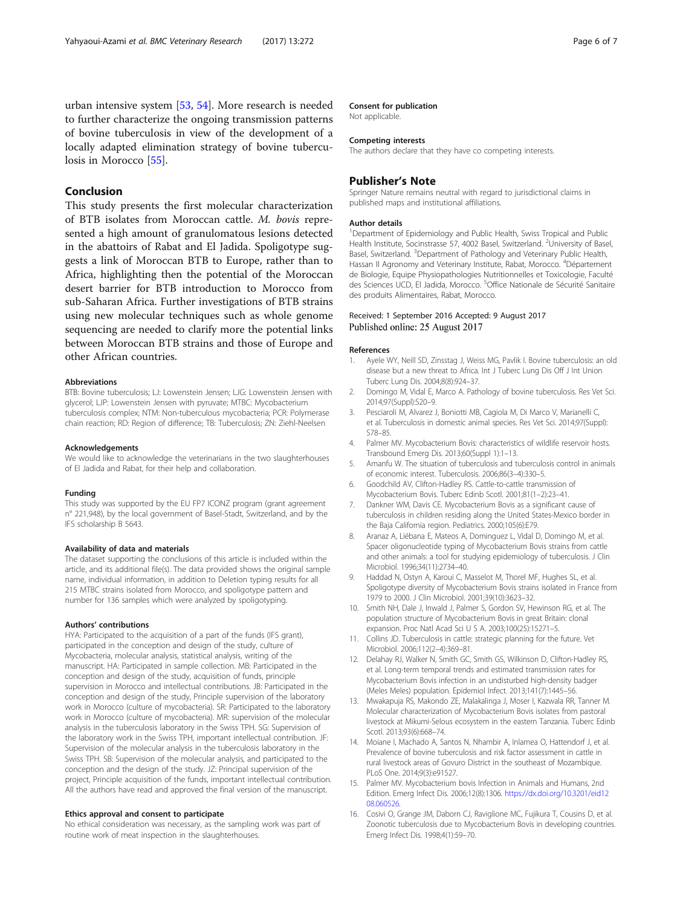urban intensive system [53, 54]. More research is needed to further characterize the ongoing transmission patterns of bovine tuberculosis in view of the development of a locally adapted elimination strategy of bovine tuberculosis in Morocco [55].

## Conclusion

This study presents the first molecular characterization of BTB isolates from Moroccan cattle. *M. bovis* represented a high amount of granulomatous lesions detected in the abattoirs of Rabat and El Jadida. Spoligotype suggests a link of Moroccan BTB to Europe, rather than to Africa, highlighting the potential of the Moroccan desert barrier for BTB introduction to Morocco from sub-Saharan Africa. Further investigations of BTB strains using new molecular techniques such as whole genome sequencing are needed to clarify more the potential links between Moroccan BTB strains and those of Europe and other African countries.

### Abbreviations

BTB: Bovine tuberculosis; LJ: Lowenstein Jensen; LJG: Lowenstein Jensen with glycerol; LJP: Lowenstein Jensen with pyruvate; MTBC: Mycobacterium tuberculosis complex; NTM: Non-tuberculous mycobacteria; PCR: Polymerase chain reaction; RD: Region of difference; TB: Tuberculosis; ZN: Ziehl-Neelsen

### Acknowledgements

We would like to acknowledge the veterinarians in the two slaughterhouses of El Jadida and Rabat, for their help and collaboration.

### Funding

This study was supported by the EU FP7 ICONZ program (grant agreement n° 221,948), by the local government of Basel-Stadt, Switzerland, and by the IFS scholarship B 5643.

### Availability of data and materials

The dataset supporting the conclusions of this article is included within the article, and its additional file(s). The data provided shows the original sample name, individual information, in addition to Deletion typing results for all 215 MTBC strains isolated from Morocco, and spoligotype pattern and number for 136 samples which were analyzed by spoligotyping.

### Authors' contributions

HYA: Participated to the acquisition of a part of the funds (IFS grant), participated in the conception and design of the study, culture of Mycobacteria, molecular analysis, statistical analysis, writing of the manuscript. HA: Participated in sample collection. MB: Participated in the conception and design of the study, acquisition of funds, principle supervision in Morocco and intellectual contributions. JB: Participated in the conception and design of the study, Principle supervision of the laboratory work in Morocco (culture of mycobacteria). SR: Participated to the laboratory work in Morocco (culture of mycobacteria). MR: supervision of the molecular analysis in the tuberculosis laboratory in the Swiss TPH. SG: Supervision of the laboratory work in the Swiss TPH, important intellectual contribution. JF: Supervision of the molecular analysis in the tuberculosis laboratory in the Swiss TPH. SB: Supervision of the molecular analysis, and participated to the conception and the design of the study. JZ: Principal supervision of the project, Principle acquisition of the funds, important intellectual contribution. All the authors have read and approved the final version of the manuscript.

### Ethics approval and consent to participate

No ethical consideration was necessary, as the sampling work was part of routine work of meat inspection in the slaughterhouses.

### Consent for publication

Not applicable.

### Competing interests

The authors declare that they have co competing interests.

## Publisher's Note

Springer Nature remains neutral with regard to jurisdictional claims in published maps and institutional affiliations.

### Author details

[1]Department of Epidemiology and Public Health, Swiss Tropical and Public Health Institute, Socinstrasse 57, 4002 Basel, Switzerland. [2]University of Basel, Basel, Switzerland. [3]Department of Pathology and Veterinary Public Health, Hassan II Agronomy and Veterinary Institute, Rabat, Morocco. [4]Département de Biologie, Equipe Physiopathologies Nutritionnelles et Toxicologie, Faculté des Sciences UCD, El Jadida, Morocco. [5]Office Nationale de Sécurité Sanitaire des produits Alimentaires, Rabat, Morocco.

Received: 1 September 2016 Accepted: 9 August 2017
Published online: 25 August 2017

### References

1. Ayele WY, Neill SD, Zinsstag J, Weiss MG, Pavlik I. Bovine tuberculosis: an old disease but a new threat to Africa. Int J Tuberc Lung Dis Off J Int Union Tuberc Lung Dis. 2004;8(8):924–37.
2. Domingo M, Vidal E, Marco A. Pathology of bovine tuberculosis. Res Vet Sci. 2014;97(Suppl):S20–9.
3. Pesciaroli M, Alvarez J, Boniotti MB, Cagiola M, Di Marco V, Marianelli C, et al. Tuberculosis in domestic animal species. Res Vet Sci. 2014;97(Suppl):S78–85.
4. Palmer MV. Mycobacterium Bovis: characteristics of wildlife reservoir hosts. Transbound Emerg Dis. 2013;60(Suppl 1):1–13.
5. Amanfu W. The situation of tuberculosis and tuberculosis control in animals of economic interest. Tuberculosis. 2006;86(3–4):330–5.
6. Goodchild AV, Clifton-Hadley RS. Cattle-to-cattle transmission of Mycobacterium Bovis. Tuberc Edinb Scotl. 2001;81(1–2):23–41.
7. Dankner WM, Davis CE. Mycobacterium Bovis as a significant cause of tuberculosis in children residing along the United States-Mexico border in the Baja California region. Pediatrics. 2000;105(6):E79.
8. Aranaz A, Liébana E, Mateos A, Dominguez L, Vidal D, Domingo M, et al. Spacer oligonucleotide typing of Mycobacterium Bovis strains from cattle and other animals: a tool for studying epidemiology of tuberculosis. J Clin Microbiol. 1996;34(11):2734–40.
9. Haddad N, Ostyn A, Karoui C, Masselot M, Thorel MF, Hughes SL, et al. Spoligotype diversity of Mycobacterium Bovis strains isolated in France from 1979 to 2000. J Clin Microbiol. 2001;39(10):3623–32.
10. Smith NH, Dale J, Inwald J, Palmer S, Gordon SV, Hewinson RG, et al. The population structure of Mycobacterium Bovis in great Britain: clonal expansion. Proc Natl Acad Sci U S A. 2003;100(25):15271–5.
11. Collins JD. Tuberculosis in cattle: strategic planning for the future. Vet Microbiol. 2006;112(2–4):369–81.
12. Delahay RJ, Walker N, Smith GC, Smith GS, Wilkinson D, Clifton-Hadley RS, et al. Long-term temporal trends and estimated transmission rates for Mycobacterium Bovis infection in an undisturbed high-density badger (Meles Meles) population. Epidemiol Infect. 2013;141(7):1445–56.
13. Mwakapuja RS, Makondo ZE, Malakalinga J, Moser I, Kazwala RR, Tanner M. Molecular characterization of Mycobacterium Bovis isolates from pastoral livestock at Mikumi-Selous ecosystem in the eastern Tanzania. Tuberc Edinb Scotl. 2013;93(6):668–74.
14. Moiane I, Machado A, Santos N, Nhambir A, Inlamea O, Hattendorf J, et al. Prevalence of bovine tuberculosis and risk factor assessment in cattle in rural livestock areas of Govuro District in the southeast of Mozambique. PLoS One. 2014;9(3):e91527.
15. Palmer MV. Mycobacterium bovis Infection in Animals and Humans, 2nd Edition. Emerg Infect Dis. 2006;12(8):1306. https://doi.org/10.3201/eid1208.060526.
16. Cosivi O, Grange JM, Daborn CJ, Raviglione MC, Fujikura T, Cousins D, et al. Zoonotic tuberculosis due to Mycobacterium Bovis in developing countries. Emerg Infect Dis. 1998;4(1):59–70.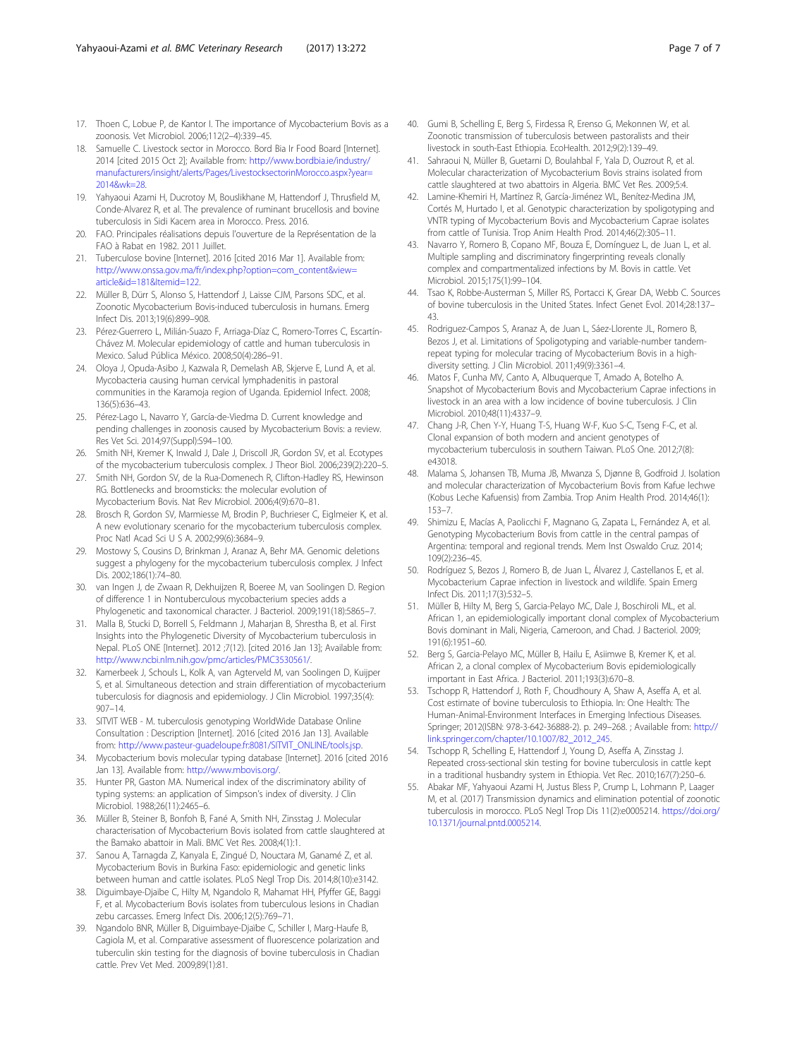17. Thoen C, Lobue P, de Kantor I. The importance of Mycobacterium Bovis as a zoonosis. Vet Microbiol. 2006;112(2–4):339–45.
18. Samuelle C. Livestock sector in Morocco. Bord Bia Ir Food Board [Internet]. 2014 [cited 2015 Oct 2]; Available from: http://www.bordbia.ie/industry/manufacturers/insight/alerts/Pages/LivestocksectorinMorocco.aspx?year=2014&wk=28.
19. Yahyaoui Azami H, Ducrotoy M, Bouslikhane M, Hattendorf J, Thrusfield M, Conde-Alvarez R, et al. The prevalence of ruminant brucellosis and bovine tuberculosis in Sidi Kacem area in Morocco. Press. 2016.
20. FAO. Principales réalisations depuis l'ouverture de la Représentation de la FAO à Rabat en 1982. 2011 Juillet.
21. Tuberculose bovine [Internet]. 2016 [cited 2016 Mar 1]. Available from: http://www.onssa.gov.ma/fr/index.php?option=com_content&view=article&id=181&Itemid=122.
22. Müller B, Dürr S, Alonso S, Hattendorf J, Laisse CJM, Parsons SDC, et al. Zoonotic Mycobacterium Bovis-induced tuberculosis in humans. Emerg Infect Dis. 2013;19(6):899–908.
23. Pérez-Guerrero L, Milián-Suazo F, Arriaga-Díaz C, Romero-Torres C, Escartín-Chávez M. Molecular epidemiology of cattle and human tuberculosis in Mexico. Salud Pública México. 2008;50(4):286–91.
24. Oloya J, Opuda-Asibo J, Kazwala R, Demelash AB, Skjerve E, Lund A, et al. Mycobacteria causing human cervical lymphadenitis in pastoral communities in the Karamoja region of Uganda. Epidemiol Infect. 2008; 136(5):636–43.
25. Pérez-Lago L, Navarro Y, García-de-Viedma D. Current knowledge and pending challenges in zoonosis caused by Mycobacterium Bovis: a review. Res Vet Sci. 2014;97(Suppl):S94–100.
26. Smith NH, Kremer K, Inwald J, Dale J, Driscoll JR, Gordon SV, et al. Ecotypes of the mycobacterium tuberculosis complex. J Theor Biol. 2006;239(2):220–5.
27. Smith NH, Gordon SV, de la Rua-Domenech R, Clifton-Hadley RS, Hewinson RG. Bottlenecks and broomsticks: the molecular evolution of Mycobacterium Bovis. Nat Rev Microbiol. 2006;4(9):670–81.
28. Brosch R, Gordon SV, Marmiesse M, Brodin P, Buchrieser C, Eiglmeier K, et al. A new evolutionary scenario for the mycobacterium tuberculosis complex. Proc Natl Acad Sci U S A. 2002;99(6):3684–9.
29. Mostowy S, Cousins D, Brinkman J, Aranaz A, Behr MA. Genomic deletions suggest a phylogeny for the mycobacterium tuberculosis complex. J Infect Dis. 2002;186(1):74–80.
30. van Ingen J, de Zwaan R, Dekhuijzen R, Boeree M, van Soolingen D. Region of difference 1 in Nontuberculous mycobacterium species adds a Phylogenetic and taxonomical character. J Bacteriol. 2009;191(18):5865–7.
31. Malla B, Stucki D, Borrell S, Feldmann J, Maharjan B, Shrestha B, et al. First Insights into the Phylogenetic Diversity of Mycobacterium tuberculosis in Nepal. PLoS ONE [Internet]. 2012 ;7(12). [cited 2016 Jan 13]; Available from: http://www.ncbi.nlm.nih.gov/pmc/articles/PMC3530561/.
32. Kamerbeek J, Schouls L, Kolk A, van Agterveld M, van Soolingen D, Kuijper S, et al. Simultaneous detection and strain differentiation of mycobacterium tuberculosis for diagnosis and epidemiology. J Clin Microbiol. 1997;35(4): 907–14.
33. SITVIT WEB - M. tuberculosis genotyping WorldWide Database Online Consultation : Description [Internet]. 2016 [cited 2016 Jan 13]. Available from: http://www.pasteur-guadeloupe.fr:8081/SITVIT_ONLINE/tools.jsp.
34. Mycobacterium bovis molecular typing database [Internet]. 2016 [cited 2016 Jan 13]. Available from: http://www.mbovis.org/.
35. Hunter PR, Gaston MA. Numerical index of the discriminatory ability of typing systems: an application of Simpson's index of diversity. J Clin Microbiol. 1988;26(11):2465–6.
36. Müller B, Steiner B, Bonfoh B, Fané A, Smith NH, Zinsstag J. Molecular characterisation of Mycobacterium Bovis isolated from cattle slaughtered at the Bamako abattoir in Mali. BMC Vet Res. 2008;4(1):1.
37. Sanou A, Tarnagda Z, Kanyala E, Zingué D, Nouctara M, Ganamé Z, et al. Mycobacterium Bovis in Burkina Faso: epidemiologic and genetic links between human and cattle isolates. PLoS Negl Trop Dis. 2014;8(10):e3142.
38. Diguimbaye-Djaibe C, Hilty M, Ngandolo R, Mahamat HH, Pfyffer GE, Baggi F, et al. Mycobacterium Bovis isolates from tuberculous lesions in Chadian zebu carcasses. Emerg Infect Dis. 2006;12(5):769–71.
39. Ngandolo BNR, Müller B, Diguimbaye-Djaïbe C, Schiller I, Marg-Haufe B, Cagiola M, et al. Comparative assessment of fluorescence polarization and tuberculin skin testing for the diagnosis of bovine tuberculosis in Chadian cattle. Prev Vet Med. 2009;89(1):81.
40. Gumi B, Schelling E, Berg S, Firdessa R, Erenso G, Mekonnen W, et al. Zoonotic transmission of tuberculosis between pastoralists and their livestock in south-East Ethiopia. EcoHealth. 2012;9(2):139–49.
41. Sahraoui N, Müller B, Guetarni D, Boulahbal F, Yala D, Ouzrout R, et al. Molecular characterization of Mycobacterium Bovis strains isolated from cattle slaughtered at two abattoirs in Algeria. BMC Vet Res. 2009;5:4.
42. Lamine-Khemiri H, Martínez R, García-Jiménez WL, Benítez-Medina JM, Cortés M, Hurtado I, et al. Genotypic characterization by spoligotyping and VNTR typing of Mycobacterium Bovis and Mycobacterium Caprae isolates from cattle of Tunisia. Trop Anim Health Prod. 2014;46(2):305–11.
43. Navarro Y, Romero B, Copano MF, Bouza E, Domínguez L, de Juan L, et al. Multiple sampling and discriminatory fingerprinting reveals clonally complex and compartmentalized infections by M. Bovis in cattle. Vet Microbiol. 2015;175(1):99–104.
44. Tsao K, Robbe-Austerman S, Miller RS, Portacci K, Grear DA, Webb C. Sources of bovine tuberculosis in the United States. Infect Genet Evol. 2014;28:137–43.
45. Rodriguez-Campos S, Aranaz A, de Juan L, Sáez-Llorente JL, Romero B, Bezos J, et al. Limitations of Spoligotyping and variable-number tandem-repeat typing for molecular tracing of Mycobacterium Bovis in a high-diversity setting. J Clin Microbiol. 2011;49(9):3361–4.
46. Matos F, Cunha MV, Canto A, Albuquerque T, Amado A, Botelho A. Snapshot of Mycobacterium Bovis and Mycobacterium Caprae infections in livestock in an area with a low incidence of bovine tuberculosis. J Clin Microbiol. 2010;48(11):4337–9.
47. Chang J-R, Chen Y-Y, Huang T-S, Huang W-F, Kuo S-C, Tseng F-C, et al. Clonal expansion of both modern and ancient genotypes of mycobacterium tuberculosis in southern Taiwan. PLoS One. 2012;7(8): e43018.
48. Malama S, Johansen TB, Muma JB, Mwanza S, Djønne B, Godfroid J. Isolation and molecular characterization of Mycobacterium Bovis from Kafue lechwe (Kobus Leche Kafuensis) from Zambia. Trop Anim Health Prod. 2014;46(1): 153–7.
49. Shimizu E, Macías A, Paolicchi F, Magnano G, Zapata L, Fernández A, et al. Genotyping Mycobacterium Bovis from cattle in the central pampas of Argentina: temporal and regional trends. Mem Inst Oswaldo Cruz. 2014; 109(2):236–45.
50. Rodríguez S, Bezos J, Romero B, de Juan L, Álvarez J, Castellanos E, et al. Mycobacterium Caprae infection in livestock and wildlife. Spain Emerg Infect Dis. 2011;17(3):532–5.
51. Müller B, Hilty M, Berg S, Garcia-Pelayo MC, Dale J, Boschiroli ML, et al. African 1, an epidemiologically important clonal complex of Mycobacterium Bovis dominant in Mali, Nigeria, Cameroon, and Chad. J Bacteriol. 2009; 191(6):1951–60.
52. Berg S, Garcia-Pelayo MC, Müller B, Hailu E, Asiimwe B, Kremer K, et al. African 2, a clonal complex of Mycobacterium Bovis epidemiologically important in East Africa. J Bacteriol. 2011;193(3):670–8.
53. Tschopp R, Hattendorf J, Roth F, Choudhoury A, Shaw A, Aseffa A, et al. Cost estimate of bovine tuberculosis to Ethiopia. In: One Health: The Human-Animal-Environment Interfaces in Emerging Infectious Diseases. Springer; 2012(ISBN: 978-3-642-36888-2). p. 249–268. ; Available from: http://link.springer.com/chapter/10.1007/82_2012_245.
54. Tschopp R, Schelling E, Hattendorf J, Young D, Aseffa A, Zinsstag J. Repeated cross-sectional skin testing for bovine tuberculosis in cattle kept in a traditional husbandry system in Ethiopia. Vet Rec. 2010;167(7):250–6.
55. Abakar MF, Yahyaoui Azami H, Justus Bless P, Crump L, Lohmann P, Laager M, et al. (2017) Transmission dynamics and elimination potential of zoonotic tuberculosis in morocco. PLoS Negl Trop Dis 11(2):e0005214. https://doi.org/10.1371/journal.pntd.0005214.